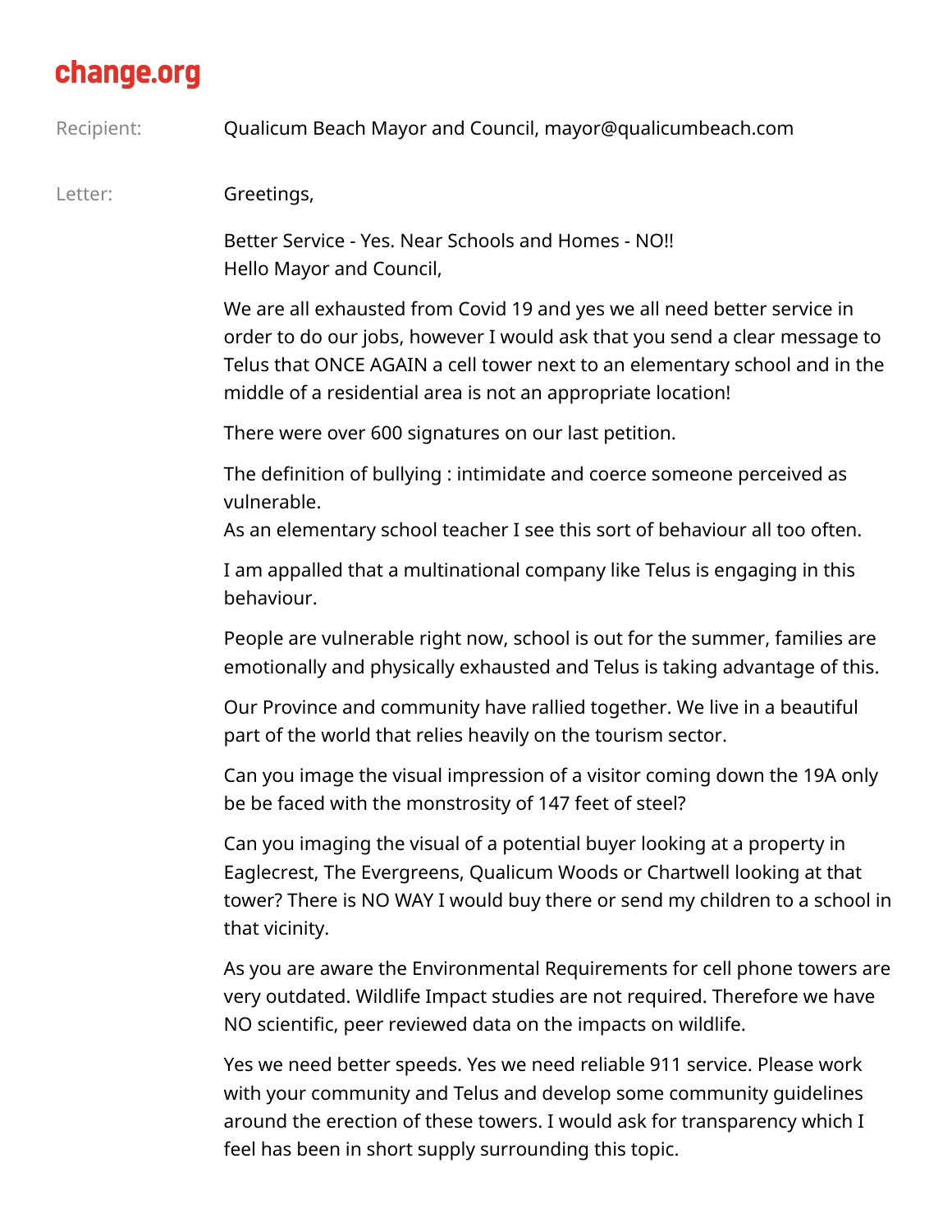change.org

Recipient: Qualicum Beach Mayor and Council, mayor@qualicumbeach.com

Letter: Greetings,

Better Service - Yes. Near Schools and Homes - NO!!
Hello Mayor and Council,

We are all exhausted from Covid 19 and yes we all need better service in order to do our jobs, however I would ask that you send a clear message to Telus that ONCE AGAIN a cell tower next to an elementary school and in the middle of a residential area is not an appropriate location!

There were over 600 signatures on our last petition.

The definition of bullying : intimidate and coerce someone perceived as vulnerable.
As an elementary school teacher I see this sort of behaviour all too often.

I am appalled that a multinational company like Telus is engaging in this behaviour.

People are vulnerable right now, school is out for the summer, families are emotionally and physically exhausted and Telus is taking advantage of this.

Our Province and community have rallied together. We live in a beautiful part of the world that relies heavily on the tourism sector.

Can you image the visual impression of a visitor coming down the 19A only be be faced with the monstrosity of 147 feet of steel?

Can you imaging the visual of a potential buyer looking at a property in Eaglecrest, The Evergreens, Qualicum Woods or Chartwell looking at that tower? There is NO WAY I would buy there or send my children to a school in that vicinity.

As you are aware the Environmental Requirements for cell phone towers are very outdated. Wildlife Impact studies are not required. Therefore we have NO scientific, peer reviewed data on the impacts on wildlife.

Yes we need better speeds. Yes we need reliable 911 service. Please work with your community and Telus and develop some community guidelines around the erection of these towers. I would ask for transparency which I feel has been in short supply surrounding this topic.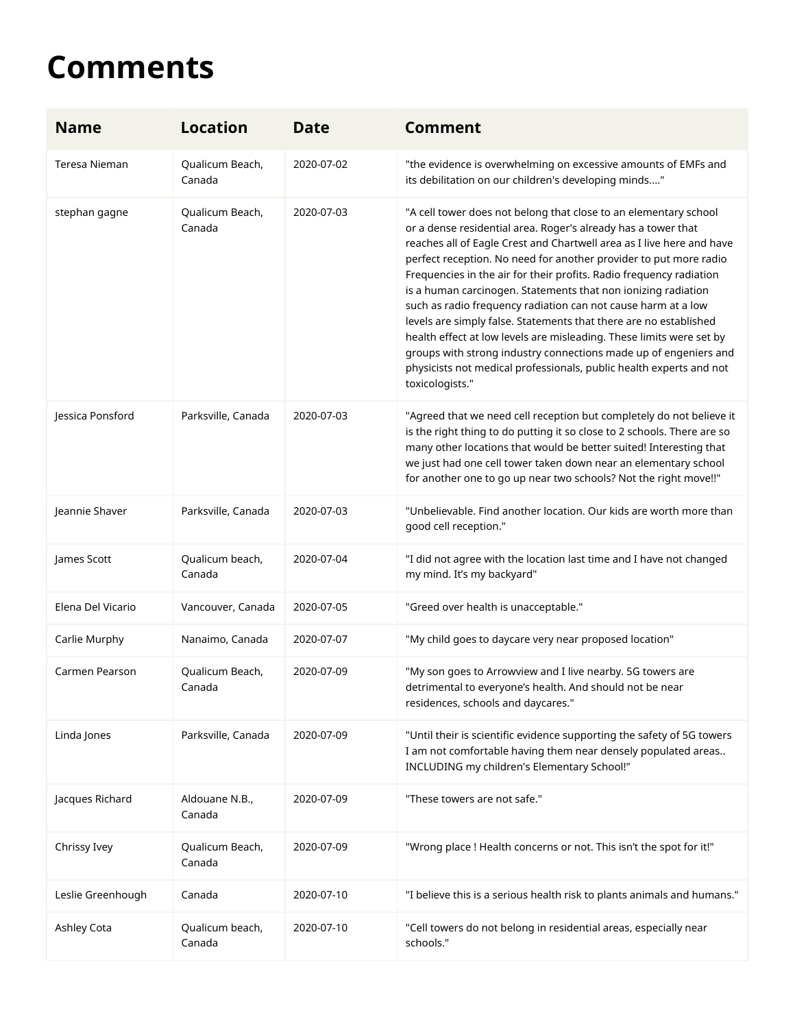# Comments

| Name | Location | Date | Comment |
|---|---|---|---|
| Teresa Nieman | Qualicum Beach, Canada | 2020-07-02 | "the evidence is overwhelming on excessive amounts of EMFs and its debilitation on our children's developing minds...." |
| stephan gagne | Qualicum Beach, Canada | 2020-07-03 | "A cell tower does not belong that close to an elementary school or a dense residential area. Roger's already has a tower that reaches all of Eagle Crest and Chartwell area as I live here and have perfect reception. No need for another provider to put more radio Frequencies in the air for their profits. Radio frequency radiation is a human carcinogen. Statements that non ionizing radiation such as radio frequency radiation can not cause harm at a low levels are simply false. Statements that there are no established health effect at low levels are misleading. These limits were set by groups with strong industry connections made up of engeniers and physicists not medical professionals, public health experts and not toxicologists." |
| Jessica Ponsford | Parksville, Canada | 2020-07-03 | "Agreed that we need cell reception but completely do not believe it is the right thing to do putting it so close to 2 schools. There are so many other locations that would be better suited! Interesting that we just had one cell tower taken down near an elementary school for another one to go up near two schools? Not the right move!!" |
| Jeannie Shaver | Parksville, Canada | 2020-07-03 | "Unbelievable. Find another location. Our kids are worth more than good cell reception." |
| James Scott | Qualicum beach, Canada | 2020-07-04 | "I did not agree with the location last time and I have not changed my mind. It's my backyard" |
| Elena Del Vicario | Vancouver, Canada | 2020-07-05 | "Greed over health is unacceptable." |
| Carlie Murphy | Nanaimo, Canada | 2020-07-07 | "My child goes to daycare very near proposed location" |
| Carmen Pearson | Qualicum Beach, Canada | 2020-07-09 | "My son goes to Arrowview and I live nearby. 5G towers are detrimental to everyone's health. And should not be near residences, schools and daycares." |
| Linda Jones | Parksville, Canada | 2020-07-09 | "Until their is scientific evidence supporting the safety of 5G towers I am not comfortable having them near densely populated areas.. INCLUDING my children's Elementary School!" |
| Jacques Richard | Aldouane N.B., Canada | 2020-07-09 | "These towers are not safe." |
| Chrissy Ivey | Qualicum Beach, Canada | 2020-07-09 | "Wrong place ! Health concerns or not. This isn't the spot for it!" |
| Leslie Greenhough | Canada | 2020-07-10 | "I believe this is a serious health risk to plants animals and humans." |
| Ashley Cota | Qualicum beach, Canada | 2020-07-10 | "Cell towers do not belong in residential areas, especially near schools." |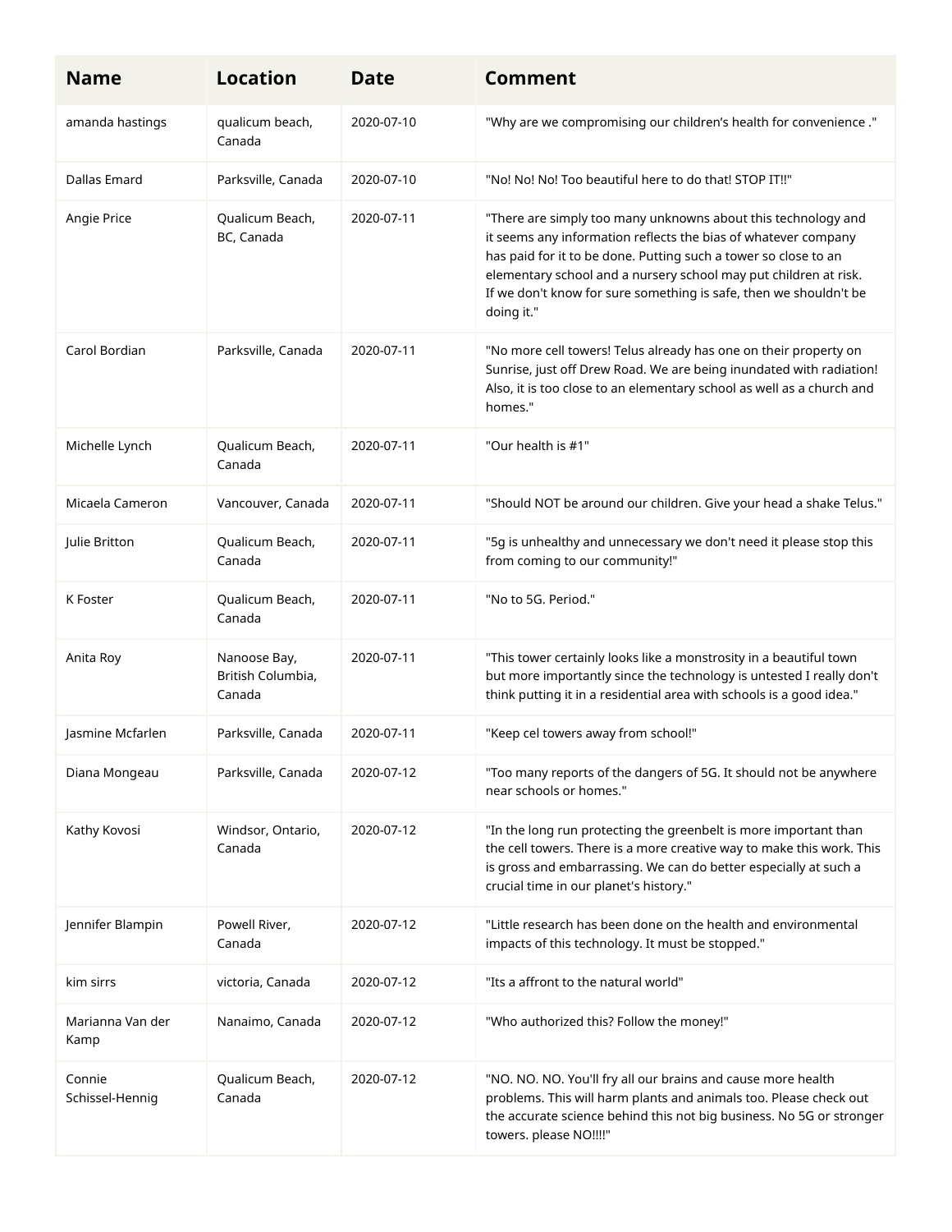| Name | Location | Date | Comment |
| --- | --- | --- | --- |
| amanda hastings | qualicum beach, Canada | 2020-07-10 | "Why are we compromising our children’s health for convenience ." |
| Dallas Emard | Parksville, Canada | 2020-07-10 | "No! No! No! Too beautiful here to do that! STOP IT!!" |
| Angie Price | Qualicum Beach, BC, Canada | 2020-07-11 | "There are simply too many unknowns about this technology and it seems any information reflects the bias of whatever company has paid for it to be done. Putting such a tower so close to an elementary school and a nursery school may put children at risk. If we don't know for sure something is safe, then we shouldn't be doing it." |
| Carol Bordian | Parksville, Canada | 2020-07-11 | "No more cell towers! Telus already has one on their property on Sunrise, just off Drew Road. We are being inundated with radiation! Also, it is too close to an elementary school as well as a church and homes." |
| Michelle Lynch | Qualicum Beach, Canada | 2020-07-11 | "Our health is #1" |
| Micaela Cameron | Vancouver, Canada | 2020-07-11 | "Should NOT be around our children. Give your head a shake Telus." |
| Julie Britton | Qualicum Beach, Canada | 2020-07-11 | "5g is unhealthy and unnecessary we don't need it please stop this from coming to our community!" |
| K Foster | Qualicum Beach, Canada | 2020-07-11 | "No to 5G. Period." |
| Anita Roy | Nanoose Bay, British Columbia, Canada | 2020-07-11 | "This tower certainly looks like a monstrosity in a beautiful town but more importantly since the technology is untested I really don't think putting it in a residential area with schools is a good idea." |
| Jasmine Mcfarlen | Parksville, Canada | 2020-07-11 | "Keep cel towers away from school!" |
| Diana Mongeau | Parksville, Canada | 2020-07-12 | "Too many reports of the dangers of 5G. It should not be anywhere near schools or homes." |
| Kathy Kovosi | Windsor, Ontario, Canada | 2020-07-12 | "In the long run protecting the greenbelt is more important than the cell towers. There is a more creative way to make this work. This is gross and embarrassing. We can do better especially at such a crucial time in our planet's history." |
| Jennifer Blampin | Powell River, Canada | 2020-07-12 | "Little research has been done on the health and environmental impacts of this technology. It must be stopped." |
| kim sirrs | victoria, Canada | 2020-07-12 | "Its a affront to the natural world" |
| Marianna Van der Kamp | Nanaimo, Canada | 2020-07-12 | "Who authorized this? Follow the money!" |
| Connie Schissel-Hennig | Qualicum Beach, Canada | 2020-07-12 | "NO. NO. NO. You'll fry all our brains and cause more health problems. This will harm plants and animals too. Please check out the accurate science behind this not big business. No 5G or stronger towers. please NO!!!!" |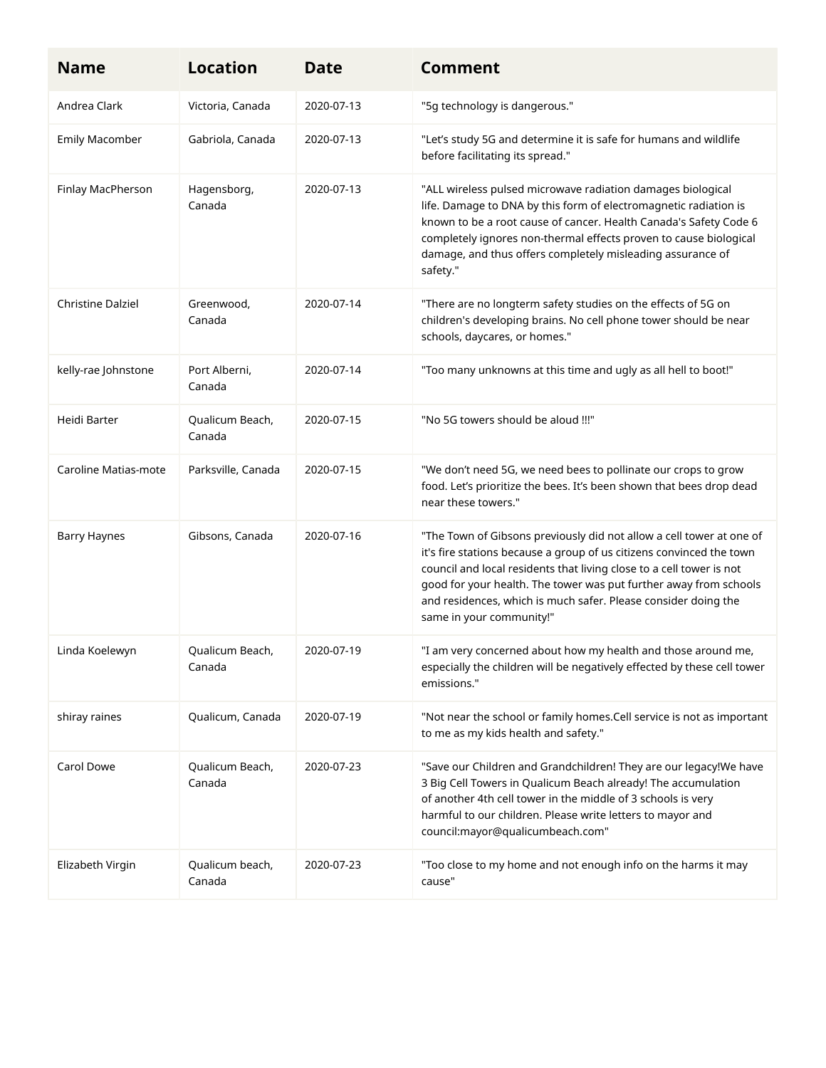| Name | Location | Date | Comment |
|---|---|---|---|
| Andrea Clark | Victoria, Canada | 2020-07-13 | "5g technology is dangerous." |
| Emily Macomber | Gabriola, Canada | 2020-07-13 | "Let's study 5G and determine it is safe for humans and wildlife before facilitating its spread." |
| Finlay MacPherson | Hagensborg, Canada | 2020-07-13 | "ALL wireless pulsed microwave radiation damages biological life. Damage to DNA by this form of electromagnetic radiation is known to be a root cause of cancer. Health Canada's Safety Code 6 completely ignores non-thermal effects proven to cause biological damage, and thus offers completely misleading assurance of safety." |
| Christine Dalziel | Greenwood, Canada | 2020-07-14 | "There are no longterm safety studies on the effects of 5G on children's developing brains. No cell phone tower should be near schools, daycares, or homes." |
| kelly-rae Johnstone | Port Alberni, Canada | 2020-07-14 | "Too many unknowns at this time and ugly as all hell to boot!" |
| Heidi Barter | Qualicum Beach, Canada | 2020-07-15 | "No 5G towers should be aloud !!!" |
| Caroline Matias-mote | Parksville, Canada | 2020-07-15 | "We don't need 5G, we need bees to pollinate our crops to grow food. Let's prioritize the bees. It's been shown that bees drop dead near these towers." |
| Barry Haynes | Gibsons, Canada | 2020-07-16 | "The Town of Gibsons previously did not allow a cell tower at one of it's fire stations because a group of us citizens convinced the town council and local residents that living close to a cell tower is not good for your health. The tower was put further away from schools and residences, which is much safer. Please consider doing the same in your community!" |
| Linda Koelewyn | Qualicum Beach, Canada | 2020-07-19 | "I am very concerned about how my health and those around me, especially the children will be negatively effected by these cell tower emissions." |
| shiray raines | Qualicum, Canada | 2020-07-19 | "Not near the school or family homes.Cell service is not as important to me as my kids health and safety." |
| Carol Dowe | Qualicum Beach, Canada | 2020-07-23 | "Save our Children and Grandchildren! They are our legacy!We have 3 Big Cell Towers in Qualicum Beach already! The accumulation of another 4th cell tower in the middle of 3 schools is very harmful to our children. Please write letters to mayor and council:mayor@qualicumbeach.com" |
| Elizabeth Virgin | Qualicum beach, Canada | 2020-07-23 | "Too close to my home and not enough info on the harms it may cause" |